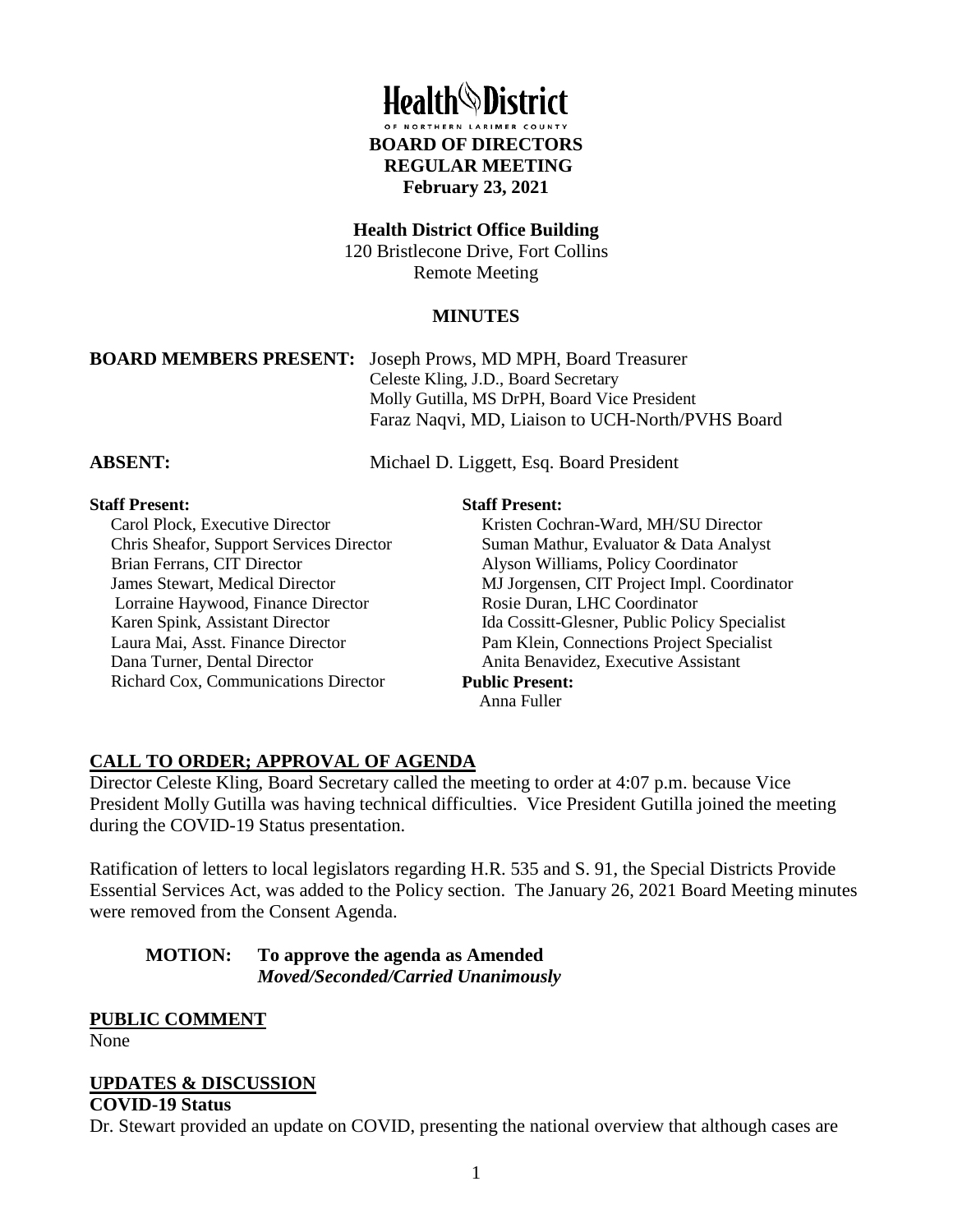# Health District

OF NORTHERN LARIMER COUNTY

**BOARD OF DIRECTORS**
**REGULAR MEETING**
**February 23, 2021**

**Health District Office Building**
120 Bristlecone Drive, Fort Collins
Remote Meeting

**MINUTES**

**BOARD MEMBERS PRESENT:** Joseph Prows, MD MPH, Board Treasurer
Celeste Kling, J.D., Board Secretary
Molly Gutilla, MS DrPH, Board Vice President
Faraz Naqvi, MD, Liaison to UCH-North/PVHS Board

**ABSENT:** Michael D. Liggett, Esq. Board President

**Staff Present:**
Carol Plock, Executive Director
Chris Sheafor, Support Services Director
Brian Ferrans, CIT Director
James Stewart, Medical Director
Lorraine Haywood, Finance Director
Karen Spink, Assistant Director
Laura Mai, Asst. Finance Director
Dana Turner, Dental Director
Richard Cox, Communications Director

**Staff Present:**
Kristen Cochran-Ward, MH/SU Director
Suman Mathur, Evaluator & Data Analyst
Alyson Williams, Policy Coordinator
MJ Jorgensen, CIT Project Impl. Coordinator
Rosie Duran, LHC Coordinator
Ida Cossitt-Glesner, Public Policy Specialist
Pam Klein, Connections Project Specialist
Anita Benavidez, Executive Assistant

**Public Present:**
Anna Fuller

## CALL TO ORDER; APPROVAL OF AGENDA

Director Celeste Kling, Board Secretary called the meeting to order at 4:07 p.m. because Vice President Molly Gutilla was having technical difficulties. Vice President Gutilla joined the meeting during the COVID-19 Status presentation.

Ratification of letters to local legislators regarding H.R. 535 and S. 91, the Special Districts Provide Essential Services Act, was added to the Policy section. The January 26, 2021 Board Meeting minutes were removed from the Consent Agenda.

> **MOTION: To approve the agenda as Amended**
> ***Moved/Seconded/Carried Unanimously***

## PUBLIC COMMENT

None

## UPDATES & DISCUSSION

### COVID-19 Status

Dr. Stewart provided an update on COVID, presenting the national overview that although cases are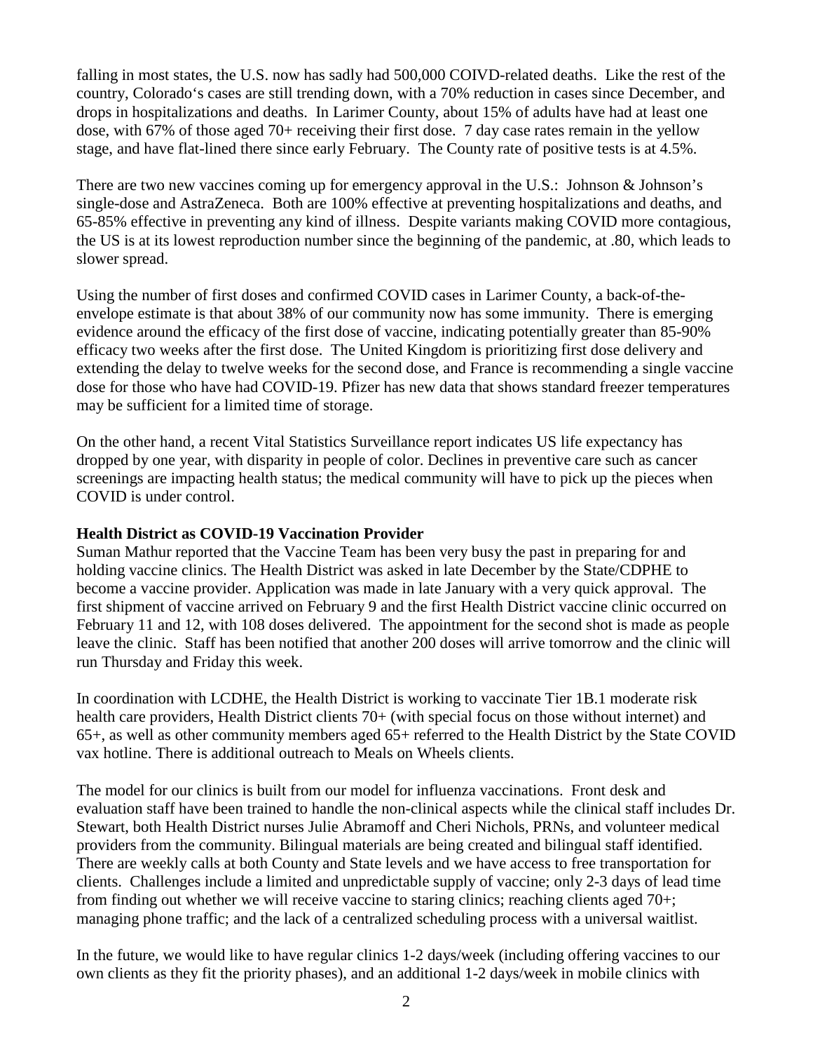falling in most states, the U.S. now has sadly had 500,000 COIVD-related deaths. Like the rest of the country, Colorado's cases are still trending down, with a 70% reduction in cases since December, and drops in hospitalizations and deaths. In Larimer County, about 15% of adults have had at least one dose, with 67% of those aged 70+ receiving their first dose. 7 day case rates remain in the yellow stage, and have flat-lined there since early February. The County rate of positive tests is at 4.5%.

There are two new vaccines coming up for emergency approval in the U.S.: Johnson & Johnson's single-dose and AstraZeneca. Both are 100% effective at preventing hospitalizations and deaths, and 65-85% effective in preventing any kind of illness. Despite variants making COVID more contagious, the US is at its lowest reproduction number since the beginning of the pandemic, at .80, which leads to slower spread.

Using the number of first doses and confirmed COVID cases in Larimer County, a back-of-the-envelope estimate is that about 38% of our community now has some immunity. There is emerging evidence around the efficacy of the first dose of vaccine, indicating potentially greater than 85-90% efficacy two weeks after the first dose. The United Kingdom is prioritizing first dose delivery and extending the delay to twelve weeks for the second dose, and France is recommending a single vaccine dose for those who have had COVID-19. Pfizer has new data that shows standard freezer temperatures may be sufficient for a limited time of storage.

On the other hand, a recent Vital Statistics Surveillance report indicates US life expectancy has dropped by one year, with disparity in people of color. Declines in preventive care such as cancer screenings are impacting health status; the medical community will have to pick up the pieces when COVID is under control.

**Health District as COVID-19 Vaccination Provider**

Suman Mathur reported that the Vaccine Team has been very busy the past in preparing for and holding vaccine clinics. The Health District was asked in late December by the State/CDPHE to become a vaccine provider. Application was made in late January with a very quick approval. The first shipment of vaccine arrived on February 9 and the first Health District vaccine clinic occurred on February 11 and 12, with 108 doses delivered. The appointment for the second shot is made as people leave the clinic. Staff has been notified that another 200 doses will arrive tomorrow and the clinic will run Thursday and Friday this week.

In coordination with LCDHE, the Health District is working to vaccinate Tier 1B.1 moderate risk health care providers, Health District clients 70+ (with special focus on those without internet) and 65+, as well as other community members aged 65+ referred to the Health District by the State COVID vax hotline. There is additional outreach to Meals on Wheels clients.

The model for our clinics is built from our model for influenza vaccinations. Front desk and evaluation staff have been trained to handle the non-clinical aspects while the clinical staff includes Dr. Stewart, both Health District nurses Julie Abramoff and Cheri Nichols, PRNs, and volunteer medical providers from the community. Bilingual materials are being created and bilingual staff identified. There are weekly calls at both County and State levels and we have access to free transportation for clients. Challenges include a limited and unpredictable supply of vaccine; only 2-3 days of lead time from finding out whether we will receive vaccine to staring clinics; reaching clients aged 70+; managing phone traffic; and the lack of a centralized scheduling process with a universal waitlist.

In the future, we would like to have regular clinics 1-2 days/week (including offering vaccines to our own clients as they fit the priority phases), and an additional 1-2 days/week in mobile clinics with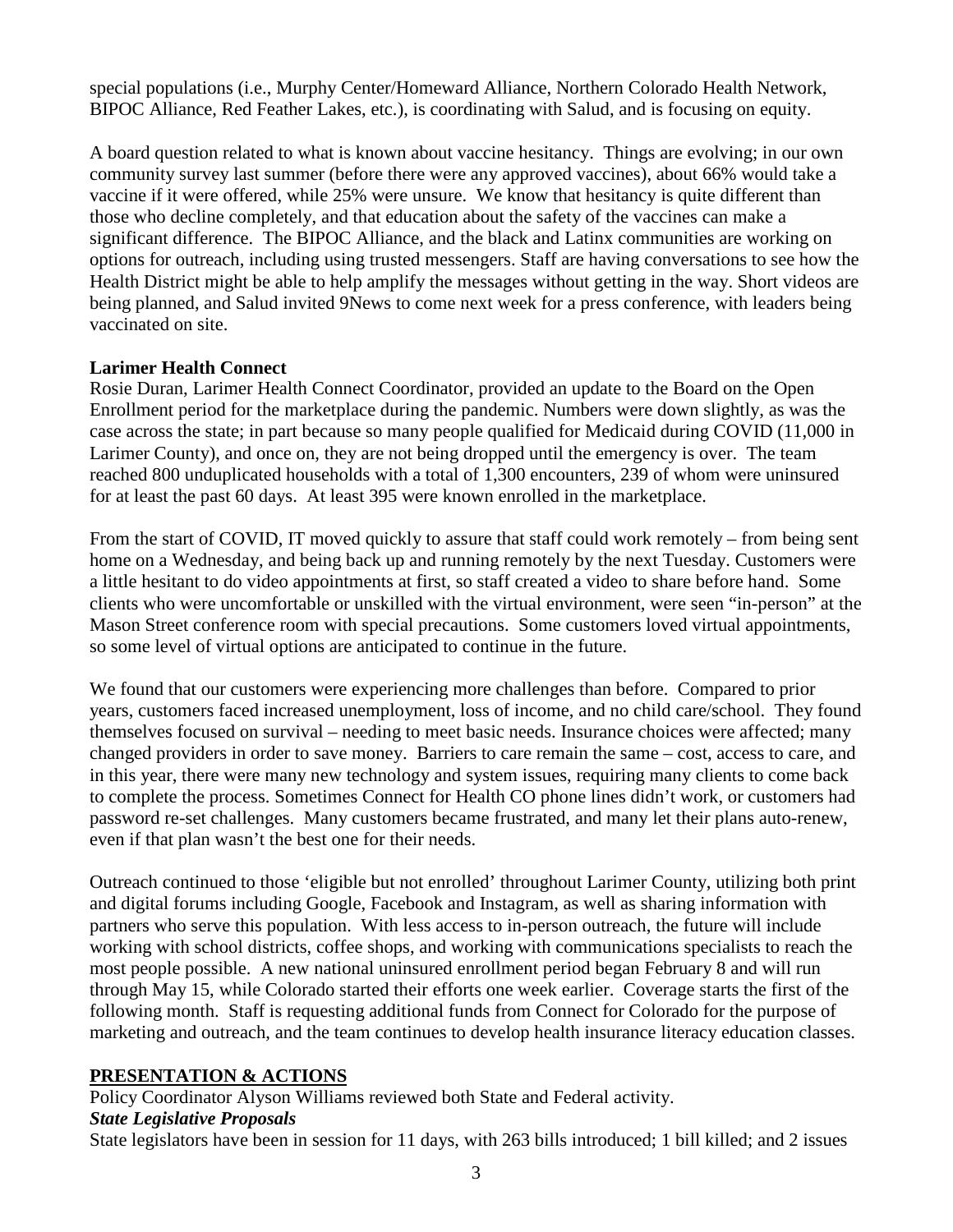special populations (i.e., Murphy Center/Homeward Alliance, Northern Colorado Health Network, BIPOC Alliance, Red Feather Lakes, etc.), is coordinating with Salud, and is focusing on equity.

A board question related to what is known about vaccine hesitancy. Things are evolving; in our own community survey last summer (before there were any approved vaccines), about 66% would take a vaccine if it were offered, while 25% were unsure. We know that hesitancy is quite different than those who decline completely, and that education about the safety of the vaccines can make a significant difference. The BIPOC Alliance, and the black and Latinx communities are working on options for outreach, including using trusted messengers. Staff are having conversations to see how the Health District might be able to help amplify the messages without getting in the way. Short videos are being planned, and Salud invited 9News to come next week for a press conference, with leaders being vaccinated on site.

**Larimer Health Connect**

Rosie Duran, Larimer Health Connect Coordinator, provided an update to the Board on the Open Enrollment period for the marketplace during the pandemic. Numbers were down slightly, as was the case across the state; in part because so many people qualified for Medicaid during COVID (11,000 in Larimer County), and once on, they are not being dropped until the emergency is over. The team reached 800 unduplicated households with a total of 1,300 encounters, 239 of whom were uninsured for at least the past 60 days. At least 395 were known enrolled in the marketplace.

From the start of COVID, IT moved quickly to assure that staff could work remotely – from being sent home on a Wednesday, and being back up and running remotely by the next Tuesday. Customers were a little hesitant to do video appointments at first, so staff created a video to share before hand. Some clients who were uncomfortable or unskilled with the virtual environment, were seen "in-person" at the Mason Street conference room with special precautions. Some customers loved virtual appointments, so some level of virtual options are anticipated to continue in the future.

We found that our customers were experiencing more challenges than before. Compared to prior years, customers faced increased unemployment, loss of income, and no child care/school. They found themselves focused on survival – needing to meet basic needs. Insurance choices were affected; many changed providers in order to save money. Barriers to care remain the same – cost, access to care, and in this year, there were many new technology and system issues, requiring many clients to come back to complete the process. Sometimes Connect for Health CO phone lines didn't work, or customers had password re-set challenges. Many customers became frustrated, and many let their plans auto-renew, even if that plan wasn't the best one for their needs.

Outreach continued to those 'eligible but not enrolled' throughout Larimer County, utilizing both print and digital forums including Google, Facebook and Instagram, as well as sharing information with partners who serve this population. With less access to in-person outreach, the future will include working with school districts, coffee shops, and working with communications specialists to reach the most people possible. A new national uninsured enrollment period began February 8 and will run through May 15, while Colorado started their efforts one week earlier. Coverage starts the first of the following month. Staff is requesting additional funds from Connect for Colorado for the purpose of marketing and outreach, and the team continues to develop health insurance literacy education classes.

## PRESENTATION & ACTIONS

Policy Coordinator Alyson Williams reviewed both State and Federal activity.

***State Legislative Proposals***

State legislators have been in session for 11 days, with 263 bills introduced; 1 bill killed; and 2 issues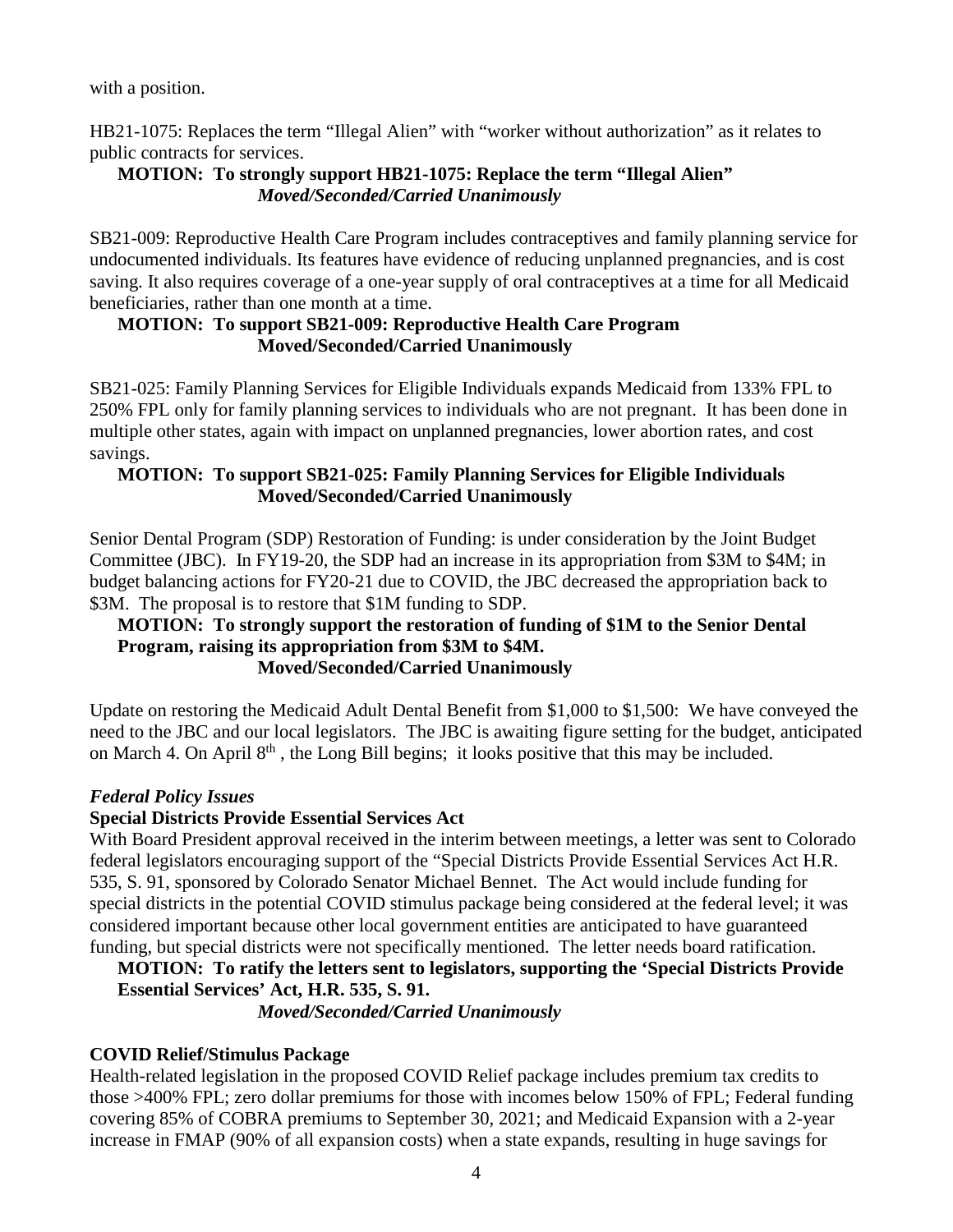with a position.

HB21-1075: Replaces the term "Illegal Alien" with "worker without authorization" as it relates to public contracts for services.

**MOTION: To strongly support HB21-1075: Replace the term "Illegal Alien"**
***Moved/Seconded/Carried Unanimously***

SB21-009: Reproductive Health Care Program includes contraceptives and family planning service for undocumented individuals. Its features have evidence of reducing unplanned pregnancies, and is cost saving. It also requires coverage of a one-year supply of oral contraceptives at a time for all Medicaid beneficiaries, rather than one month at a time.

**MOTION: To support SB21-009: Reproductive Health Care Program**
**Moved/Seconded/Carried Unanimously**

SB21-025: Family Planning Services for Eligible Individuals expands Medicaid from 133% FPL to 250% FPL only for family planning services to individuals who are not pregnant. It has been done in multiple other states, again with impact on unplanned pregnancies, lower abortion rates, and cost savings.

**MOTION: To support SB21-025: Family Planning Services for Eligible Individuals**
**Moved/Seconded/Carried Unanimously**

Senior Dental Program (SDP) Restoration of Funding: is under consideration by the Joint Budget Committee (JBC). In FY19-20, the SDP had an increase in its appropriation from $3M to $4M; in budget balancing actions for FY20-21 due to COVID, the JBC decreased the appropriation back to $3M. The proposal is to restore that $1M funding to SDP.

**MOTION: To strongly support the restoration of funding of $1M to the Senior Dental Program, raising its appropriation from $3M to $4M.**
**Moved/Seconded/Carried Unanimously**

Update on restoring the Medicaid Adult Dental Benefit from $1,000 to $1,500: We have conveyed the need to the JBC and our local legislators. The JBC is awaiting figure setting for the budget, anticipated on March 4. On April 8th , the Long Bill begins; it looks positive that this may be included.

***Federal Policy Issues***

**Special Districts Provide Essential Services Act**

With Board President approval received in the interim between meetings, a letter was sent to Colorado federal legislators encouraging support of the "Special Districts Provide Essential Services Act H.R. 535, S. 91, sponsored by Colorado Senator Michael Bennet. The Act would include funding for special districts in the potential COVID stimulus package being considered at the federal level; it was considered important because other local government entities are anticipated to have guaranteed funding, but special districts were not specifically mentioned. The letter needs board ratification.

**MOTION: To ratify the letters sent to legislators, supporting the 'Special Districts Provide Essential Services' Act, H.R. 535, S. 91.**
***Moved/Seconded/Carried Unanimously***

**COVID Relief/Stimulus Package**

Health-related legislation in the proposed COVID Relief package includes premium tax credits to those >400% FPL; zero dollar premiums for those with incomes below 150% of FPL; Federal funding covering 85% of COBRA premiums to September 30, 2021; and Medicaid Expansion with a 2-year increase in FMAP (90% of all expansion costs) when a state expands, resulting in huge savings for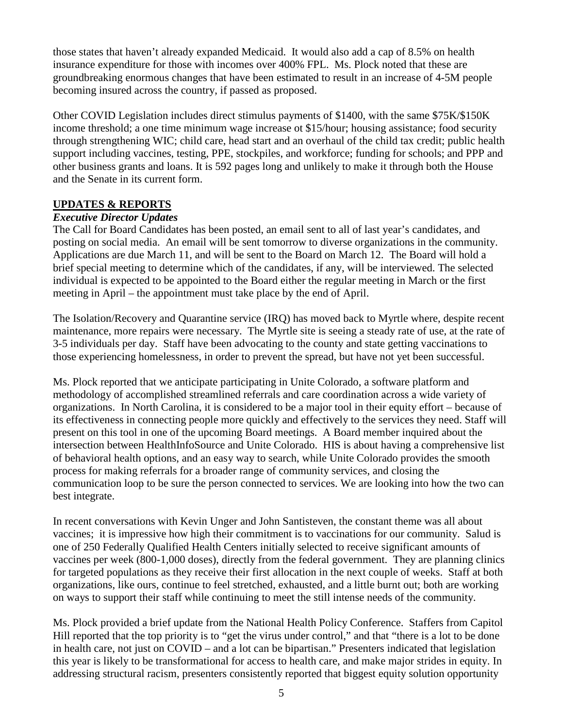those states that haven't already expanded Medicaid. It would also add a cap of 8.5% on health insurance expenditure for those with incomes over 400% FPL. Ms. Plock noted that these are groundbreaking enormous changes that have been estimated to result in an increase of 4-5M people becoming insured across the country, if passed as proposed.

Other COVID Legislation includes direct stimulus payments of $1400, with the same $75K/$150K income threshold; a one time minimum wage increase ot $15/hour; housing assistance; food security through strengthening WIC; child care, head start and an overhaul of the child tax credit; public health support including vaccines, testing, PPE, stockpiles, and workforce; funding for schools; and PPP and other business grants and loans. It is 592 pages long and unlikely to make it through both the House and the Senate in its current form.

## UPDATES & REPORTS

### *Executive Director Updates*

The Call for Board Candidates has been posted, an email sent to all of last year's candidates, and posting on social media. An email will be sent tomorrow to diverse organizations in the community. Applications are due March 11, and will be sent to the Board on March 12. The Board will hold a brief special meeting to determine which of the candidates, if any, will be interviewed. The selected individual is expected to be appointed to the Board either the regular meeting in March or the first meeting in April – the appointment must take place by the end of April.

The Isolation/Recovery and Quarantine service (IRQ) has moved back to Myrtle where, despite recent maintenance, more repairs were necessary. The Myrtle site is seeing a steady rate of use, at the rate of 3-5 individuals per day. Staff have been advocating to the county and state getting vaccinations to those experiencing homelessness, in order to prevent the spread, but have not yet been successful.

Ms. Plock reported that we anticipate participating in Unite Colorado, a software platform and methodology of accomplished streamlined referrals and care coordination across a wide variety of organizations. In North Carolina, it is considered to be a major tool in their equity effort – because of its effectiveness in connecting people more quickly and effectively to the services they need. Staff will present on this tool in one of the upcoming Board meetings. A Board member inquired about the intersection between HealthInfoSource and Unite Colorado. HIS is about having a comprehensive list of behavioral health options, and an easy way to search, while Unite Colorado provides the smooth process for making referrals for a broader range of community services, and closing the communication loop to be sure the person connected to services. We are looking into how the two can best integrate.

In recent conversations with Kevin Unger and John Santisteven, the constant theme was all about vaccines; it is impressive how high their commitment is to vaccinations for our community. Salud is one of 250 Federally Qualified Health Centers initially selected to receive significant amounts of vaccines per week (800-1,000 doses), directly from the federal government. They are planning clinics for targeted populations as they receive their first allocation in the next couple of weeks. Staff at both organizations, like ours, continue to feel stretched, exhausted, and a little burnt out; both are working on ways to support their staff while continuing to meet the still intense needs of the community.

Ms. Plock provided a brief update from the National Health Policy Conference. Staffers from Capitol Hill reported that the top priority is to "get the virus under control," and that "there is a lot to be done in health care, not just on COVID – and a lot can be bipartisan." Presenters indicated that legislation this year is likely to be transformational for access to health care, and make major strides in equity. In addressing structural racism, presenters consistently reported that biggest equity solution opportunity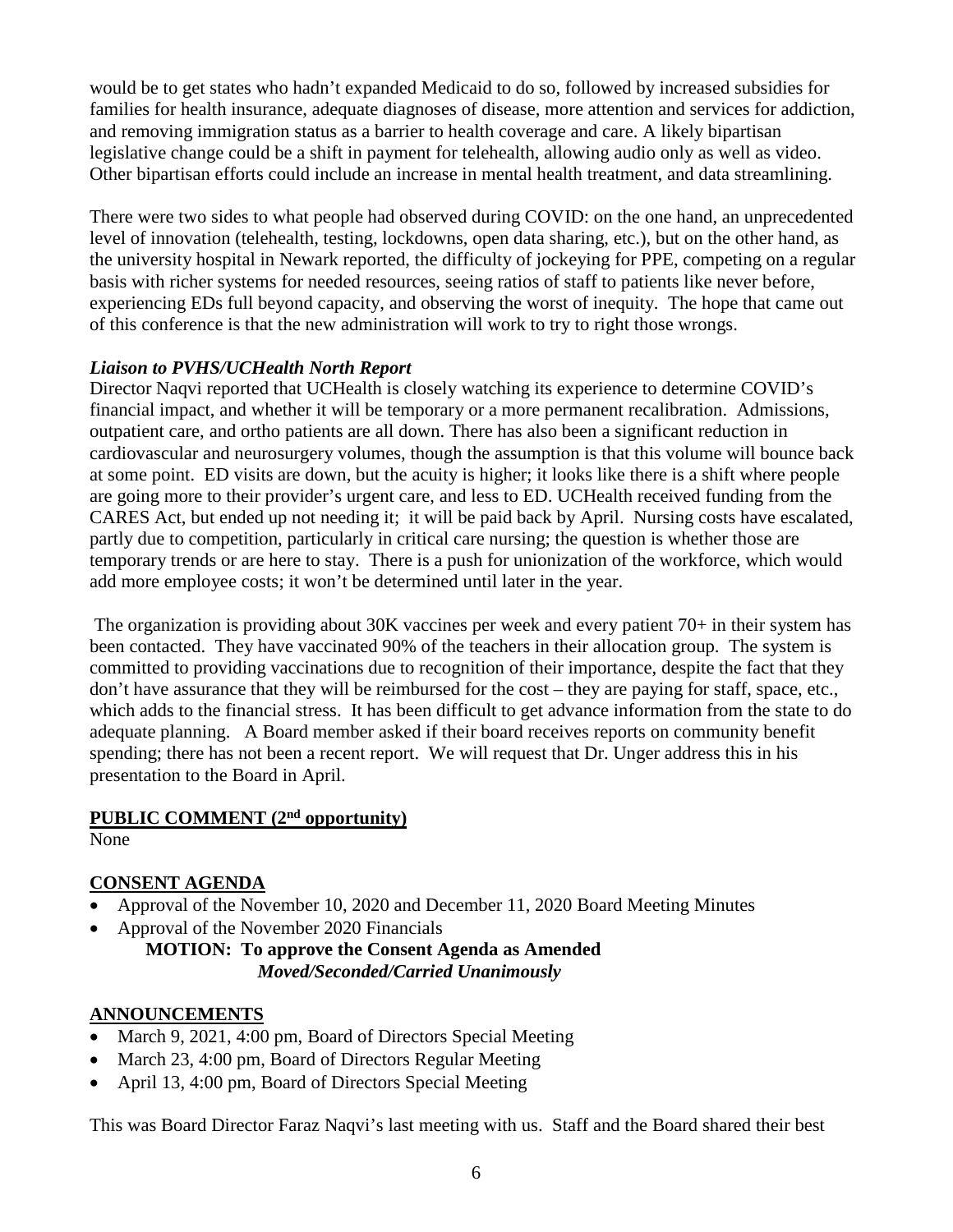would be to get states who hadn't expanded Medicaid to do so, followed by increased subsidies for families for health insurance, adequate diagnoses of disease, more attention and services for addiction, and removing immigration status as a barrier to health coverage and care. A likely bipartisan legislative change could be a shift in payment for telehealth, allowing audio only as well as video. Other bipartisan efforts could include an increase in mental health treatment, and data streamlining.

There were two sides to what people had observed during COVID: on the one hand, an unprecedented level of innovation (telehealth, testing, lockdowns, open data sharing, etc.), but on the other hand, as the university hospital in Newark reported, the difficulty of jockeying for PPE, competing on a regular basis with richer systems for needed resources, seeing ratios of staff to patients like never before, experiencing EDs full beyond capacity, and observing the worst of inequity. The hope that came out of this conference is that the new administration will work to try to right those wrongs.

***Liaison to PVHS/UCHealth North Report***

Director Naqvi reported that UCHealth is closely watching its experience to determine COVID's financial impact, and whether it will be temporary or a more permanent recalibration. Admissions, outpatient care, and ortho patients are all down. There has also been a significant reduction in cardiovascular and neurosurgery volumes, though the assumption is that this volume will bounce back at some point. ED visits are down, but the acuity is higher; it looks like there is a shift where people are going more to their provider's urgent care, and less to ED. UCHealth received funding from the CARES Act, but ended up not needing it; it will be paid back by April. Nursing costs have escalated, partly due to competition, particularly in critical care nursing; the question is whether those are temporary trends or are here to stay. There is a push for unionization of the workforce, which would add more employee costs; it won't be determined until later in the year.

The organization is providing about 30K vaccines per week and every patient 70+ in their system has been contacted. They have vaccinated 90% of the teachers in their allocation group. The system is committed to providing vaccinations due to recognition of their importance, despite the fact that they don't have assurance that they will be reimbursed for the cost – they are paying for staff, space, etc., which adds to the financial stress. It has been difficult to get advance information from the state to do adequate planning. A Board member asked if their board receives reports on community benefit spending; there has not been a recent report. We will request that Dr. Unger address this in his presentation to the Board in April.

## PUBLIC COMMENT (2nd opportunity)

None

## CONSENT AGENDA

- Approval of the November 10, 2020 and December 11, 2020 Board Meeting Minutes
- Approval of the November 2020 Financials

**MOTION: To approve the Consent Agenda as Amended**
***Moved/Seconded/Carried Unanimously***

## ANNOUNCEMENTS

- March 9, 2021, 4:00 pm, Board of Directors Special Meeting
- March 23, 4:00 pm, Board of Directors Regular Meeting
- April 13, 4:00 pm, Board of Directors Special Meeting

This was Board Director Faraz Naqvi's last meeting with us. Staff and the Board shared their best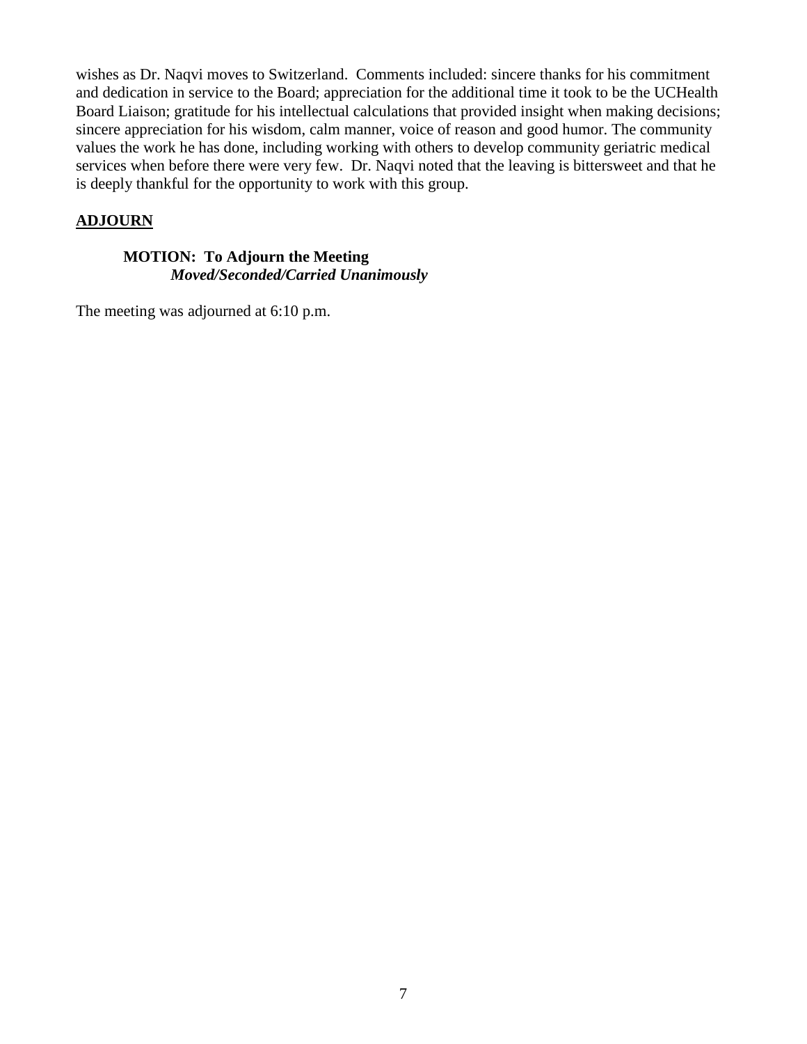wishes as Dr. Naqvi moves to Switzerland. Comments included: sincere thanks for his commitment and dedication in service to the Board; appreciation for the additional time it took to be the UCHealth Board Liaison; gratitude for his intellectual calculations that provided insight when making decisions; sincere appreciation for his wisdom, calm manner, voice of reason and good humor. The community values the work he has done, including working with others to develop community geriatric medical services when before there were very few. Dr. Naqvi noted that the leaving is bittersweet and that he is deeply thankful for the opportunity to work with this group.

## ADJOURN

**MOTION: To Adjourn the Meeting**
***Moved/Seconded/Carried Unanimously***

The meeting was adjourned at 6:10 p.m.